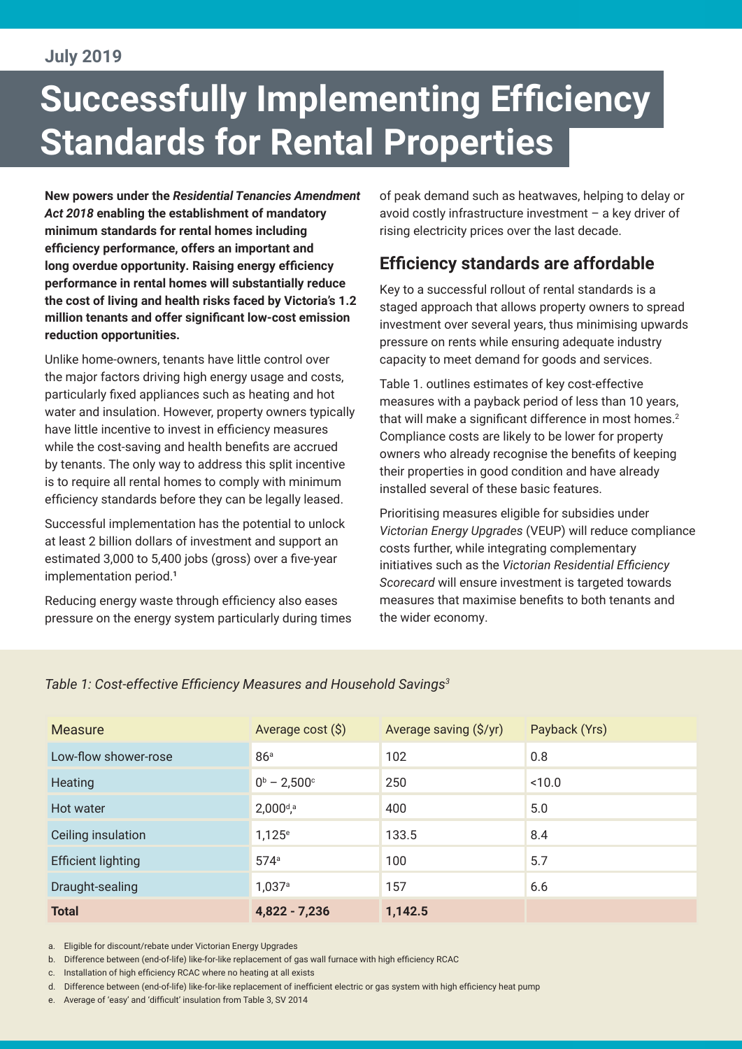July 2019

# Successfully Implementing Efficiency Standards for Rental Properties

**New powers under the *Residential Tenancies Amendment Act 2018* enabling the establishment of mandatory minimum standards for rental homes including efficiency performance, offers an important and long overdue opportunity. Raising energy efficiency performance in rental homes will substantially reduce the cost of living and health risks faced by Victoria's 1.2 million tenants and offer significant low-cost emission reduction opportunities.**

Unlike home-owners, tenants have little control over the major factors driving high energy usage and costs, particularly fixed appliances such as heating and hot water and insulation. However, property owners typically have little incentive to invest in efficiency measures while the cost-saving and health benefits are accrued by tenants. The only way to address this split incentive is to require all rental homes to comply with minimum efficiency standards before they can be legally leased.

Successful implementation has the potential to unlock at least 2 billion dollars of investment and support an estimated 3,000 to 5,400 jobs (gross) over a five-year implementation period.[1]

Reducing energy waste through efficiency also eases pressure on the energy system particularly during times of peak demand such as heatwaves, helping to delay or avoid costly infrastructure investment – a key driver of rising electricity prices over the last decade.

## Efficiency standards are affordable

Key to a successful rollout of rental standards is a staged approach that allows property owners to spread investment over several years, thus minimising upwards pressure on rents while ensuring adequate industry capacity to meet demand for goods and services.

Table 1. outlines estimates of key cost-effective measures with a payback period of less than 10 years, that will make a significant difference in most homes.[2] Compliance costs are likely to be lower for property owners who already recognise the benefits of keeping their properties in good condition and have already installed several of these basic features.

Prioritising measures eligible for subsidies under *Victorian Energy Upgrades* (VEUP) will reduce compliance costs further, while integrating complementary initiatives such as the *Victorian Residential Efficiency Scorecard* will ensure investment is targeted towards measures that maximise benefits to both tenants and the wider economy.

*Table 1: Cost-effective Efficiency Measures and Household Savings[3]*

| Measure | Average cost ($) | Average saving ($/yr) | Payback (Yrs) |
|---|---|---|---|
| Low-flow shower-rose | 86[a] | 102 | 0.8 |
| Heating | 0[b] – 2,500[c] | 250 | <10.0 |
| Hot water | 2,000[d,a] | 400 | 5.0 |
| Ceiling insulation | 1,125[e] | 133.5 | 8.4 |
| Efficient lighting | 574[a] | 100 | 5.7 |
| Draught-sealing | 1,037[a] | 157 | 6.6 |
| **Total** | **4,822 - 7,236** | **1,142.5** | |

a. Eligible for discount/rebate under Victorian Energy Upgrades

b. Difference between (end-of-life) like-for-like replacement of gas wall furnace with high efficiency RCAC

c. Installation of high efficiency RCAC where no heating at all exists

d. Difference between (end-of-life) like-for-like replacement of inefficient electric or gas system with high efficiency heat pump

e. Average of 'easy' and 'difficult' insulation from Table 3, SV 2014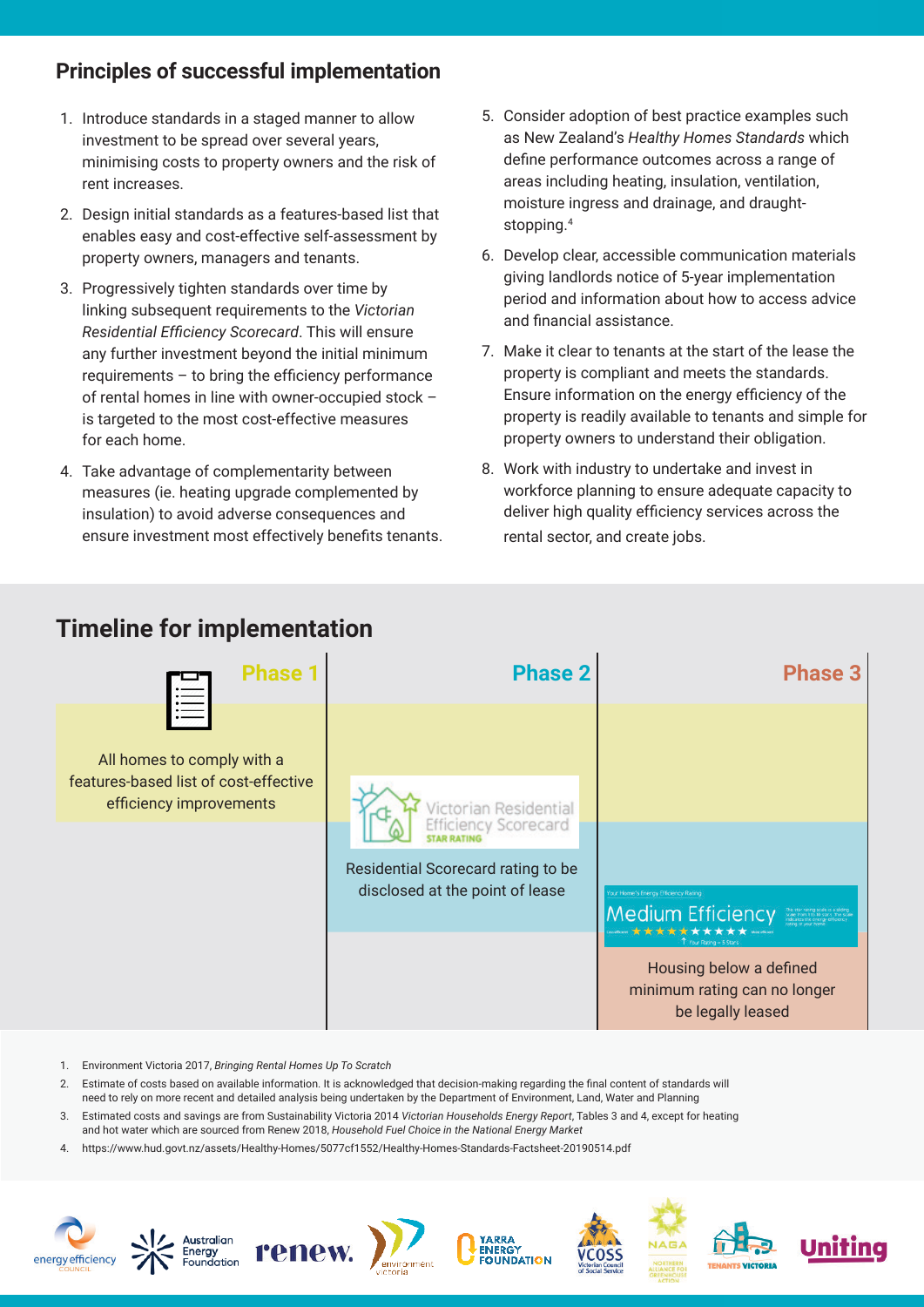## Principles of successful implementation

1. Introduce standards in a staged manner to allow investment to be spread over several years, minimising costs to property owners and the risk of rent increases.
2. Design initial standards as a features-based list that enables easy and cost-effective self-assessment by property owners, managers and tenants.
3. Progressively tighten standards over time by linking subsequent requirements to the *Victorian Residential Efficiency Scorecard*. This will ensure any further investment beyond the initial minimum requirements – to bring the efficiency performance of rental homes in line with owner-occupied stock – is targeted to the most cost-effective measures for each home.
4. Take advantage of complementarity between measures (ie. heating upgrade complemented by insulation) to avoid adverse consequences and ensure investment most effectively benefits tenants.
5. Consider adoption of best practice examples such as New Zealand's *Healthy Homes Standards* which define performance outcomes across a range of areas including heating, insulation, ventilation, moisture ingress and drainage, and draught-stopping.[4]
6. Develop clear, accessible communication materials giving landlords notice of 5-year implementation period and information about how to access advice and financial assistance.
7. Make it clear to tenants at the start of the lease the property is compliant and meets the standards. Ensure information on the energy efficiency of the property is readily available to tenants and simple for property owners to understand their obligation.
8. Work with industry to undertake and invest in workforce planning to ensure adequate capacity to deliver high quality efficiency services across the rental sector, and create jobs.

## Timeline for implementation

**Phase 1**

All homes to comply with a features-based list of cost-effective efficiency improvements

**Phase 2**

Victorian Residential Efficiency Scorecard STAR RATING

Residential Scorecard rating to be disclosed at the point of lease

**Phase 3**

Your Home's Energy Efficiency Rating

Medium Efficiency

Your Rating – 5 Stars

Housing below a defined minimum rating can no longer be legally leased

---

1. Environment Victoria 2017, *Bringing Rental Homes Up To Scratch*
2. Estimate of costs based on available information. It is acknowledged that decision-making regarding the final content of standards will need to rely on more recent and detailed analysis being undertaken by the Department of Environment, Land, Water and Planning
3. Estimated costs and savings are from Sustainability Victoria 2014 *Victorian Households Energy Report*, Tables 3 and 4, except for heating and hot water which are sourced from Renew 2018, *Household Fuel Choice in the National Energy Market*
4. https://www.hud.govt.nz/assets/Healthy-Homes/5077cf1552/Healthy-Homes-Standards-Factsheet-20190514.pdf

energy efficiency COUNCIL · Australian Energy Foundation · renew. · environment victoria · YARRA ENERGY FOUNDATION · VCOSS Victorian Council of Social Service · NAGA Northern Alliance for Greenhouse Action · TENANTS VICTORIA · Uniting